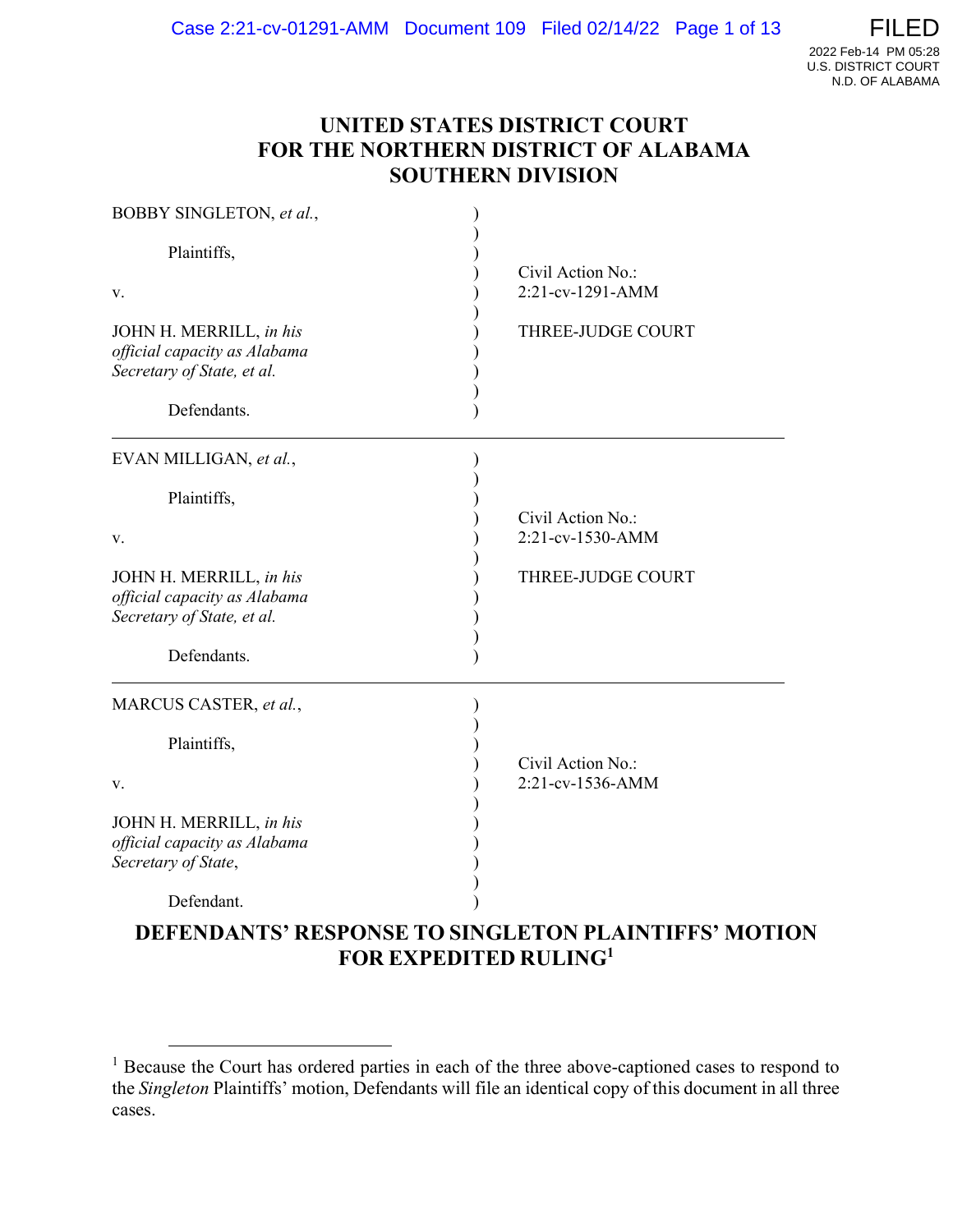# UNITED STATES DISTRICT COURT FOR THE NORTHERN DISTRICT OF ALABAMA SOUTHERN DIVISION

BOBBY SINGLETON, *et al.*,

Plaintiffs,

v.

JOHN H. MERRILL, *in his official capacity as Alabama Secretary of State, et al.*

Defendants.

Civil Action No.: 2:21-cv-1291-AMM

THREE-JUDGE COURT

---

EVAN MILLIGAN, *et al.*,

Plaintiffs,

v.

JOHN H. MERRILL, *in his official capacity as Alabama Secretary of State, et al.*

Defendants.

Civil Action No.: 2:21-cv-1530-AMM

THREE-JUDGE COURT

---

MARCUS CASTER, *et al.*,

Plaintiffs,

v.

JOHN H. MERRILL, *in his official capacity as Alabama Secretary of State*,

Defendant.

Civil Action No.: 2:21-cv-1536-AMM

## DEFENDANTS' RESPONSE TO SINGLETON PLAINTIFFS' MOTION FOR EXPEDITED RULING[1]

[1] Because the Court has ordered parties in each of the three above-captioned cases to respond to the *Singleton* Plaintiffs' motion, Defendants will file an identical copy of this document in all three cases.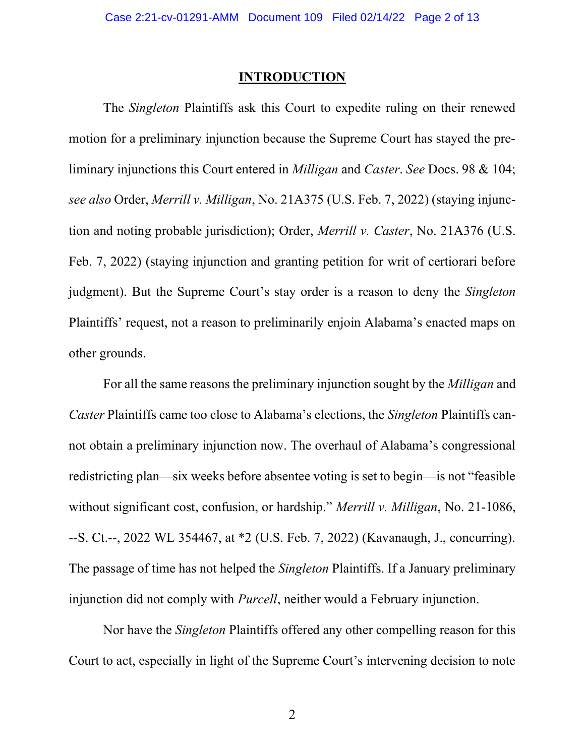## INTRODUCTION

The *Singleton* Plaintiffs ask this Court to expedite ruling on their renewed motion for a preliminary injunction because the Supreme Court has stayed the preliminary injunctions this Court entered in *Milligan* and *Caster*. *See* Docs. 98 & 104; *see also* Order, *Merrill v. Milligan*, No. 21A375 (U.S. Feb. 7, 2022) (staying injunction and noting probable jurisdiction); Order, *Merrill v. Caster*, No. 21A376 (U.S. Feb. 7, 2022) (staying injunction and granting petition for writ of certiorari before judgment). But the Supreme Court's stay order is a reason to deny the *Singleton* Plaintiffs' request, not a reason to preliminarily enjoin Alabama's enacted maps on other grounds.

For all the same reasons the preliminary injunction sought by the *Milligan* and *Caster* Plaintiffs came too close to Alabama's elections, the *Singleton* Plaintiffs cannot obtain a preliminary injunction now. The overhaul of Alabama's congressional redistricting plan—six weeks before absentee voting is set to begin—is not "feasible without significant cost, confusion, or hardship." *Merrill v. Milligan*, No. 21-1086, --S. Ct.--, 2022 WL 354467, at *2 (U.S. Feb. 7, 2022) (Kavanaugh, J., concurring). The passage of time has not helped the *Singleton* Plaintiffs. If a January preliminary injunction did not comply with *Purcell*, neither would a February injunction.

Nor have the *Singleton* Plaintiffs offered any other compelling reason for this Court to act, especially in light of the Supreme Court's intervening decision to note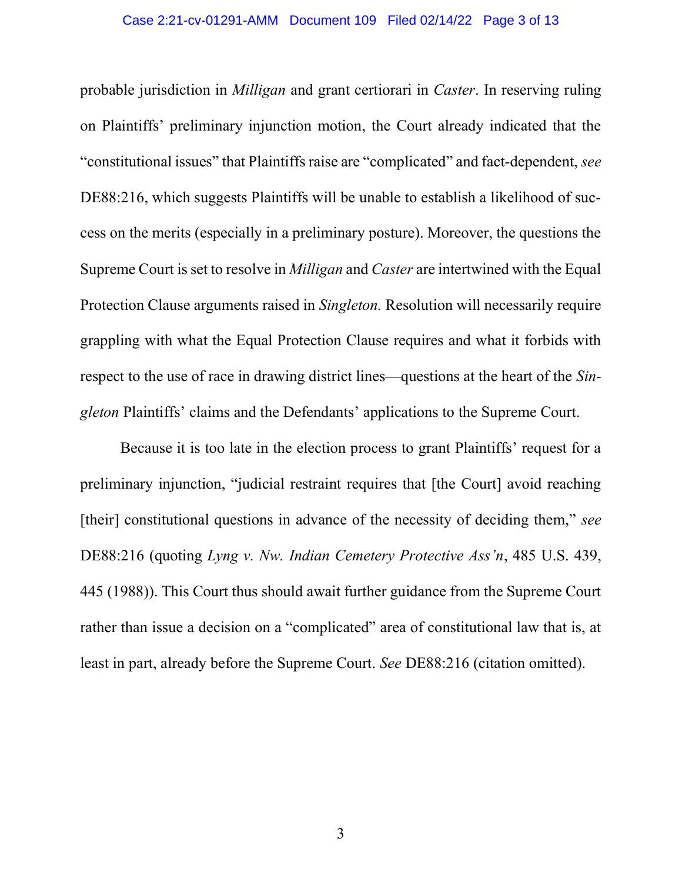probable jurisdiction in *Milligan* and grant certiorari in *Caster*. In reserving ruling on Plaintiffs' preliminary injunction motion, the Court already indicated that the "constitutional issues" that Plaintiffs raise are "complicated" and fact-dependent, *see* DE88:216, which suggests Plaintiffs will be unable to establish a likelihood of success on the merits (especially in a preliminary posture). Moreover, the questions the Supreme Court is set to resolve in *Milligan* and *Caster* are intertwined with the Equal Protection Clause arguments raised in *Singleton.* Resolution will necessarily require grappling with what the Equal Protection Clause requires and what it forbids with respect to the use of race in drawing district lines—questions at the heart of the *Singleton* Plaintiffs' claims and the Defendants' applications to the Supreme Court.

Because it is too late in the election process to grant Plaintiffs' request for a preliminary injunction, "judicial restraint requires that [the Court] avoid reaching [their] constitutional questions in advance of the necessity of deciding them," *see* DE88:216 (quoting *Lyng v. Nw. Indian Cemetery Protective Ass'n*, 485 U.S. 439, 445 (1988)). This Court thus should await further guidance from the Supreme Court rather than issue a decision on a "complicated" area of constitutional law that is, at least in part, already before the Supreme Court. *See* DE88:216 (citation omitted).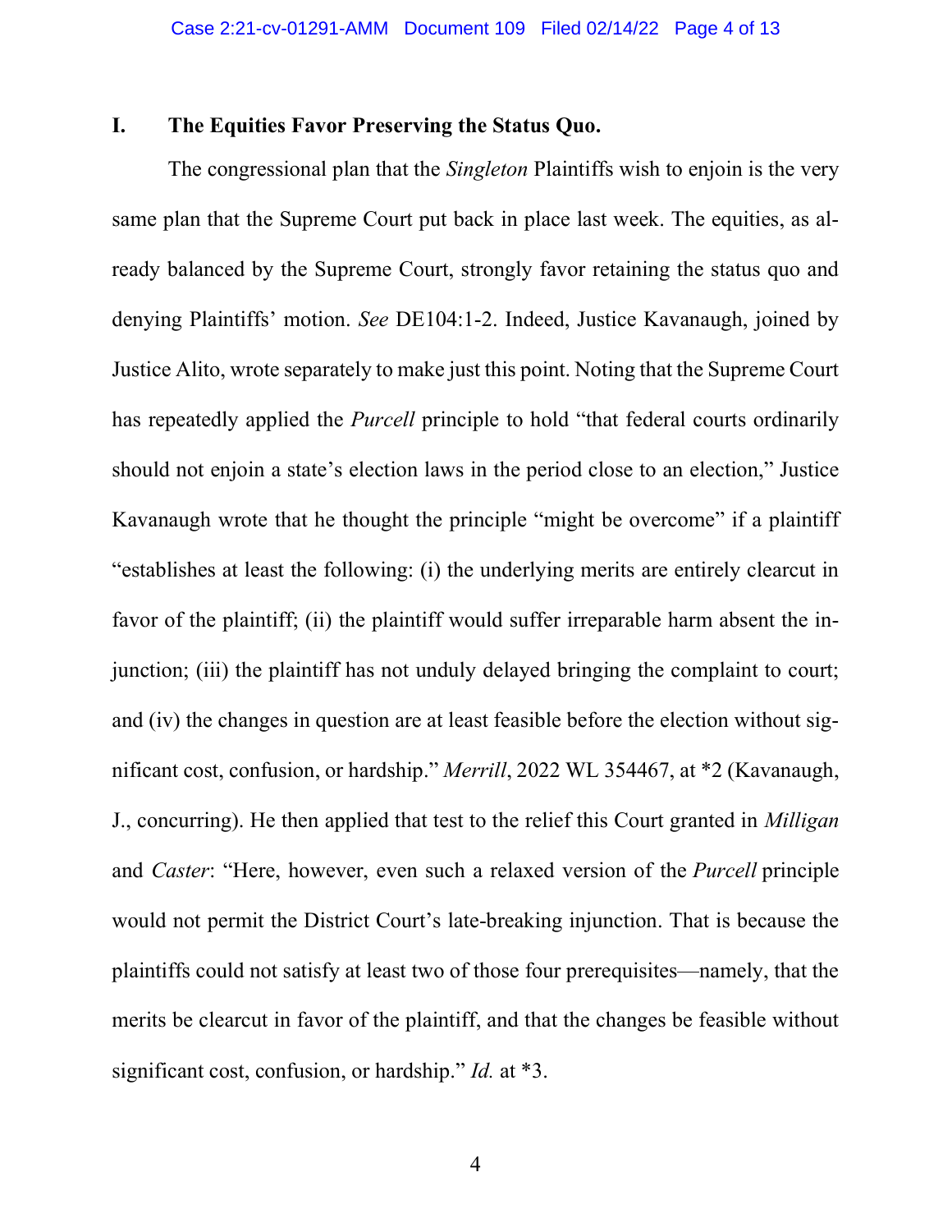## I. The Equities Favor Preserving the Status Quo.

The congressional plan that the *Singleton* Plaintiffs wish to enjoin is the very same plan that the Supreme Court put back in place last week. The equities, as already balanced by the Supreme Court, strongly favor retaining the status quo and denying Plaintiffs' motion. *See* DE104:1-2. Indeed, Justice Kavanaugh, joined by Justice Alito, wrote separately to make just this point. Noting that the Supreme Court has repeatedly applied the *Purcell* principle to hold "that federal courts ordinarily should not enjoin a state's election laws in the period close to an election," Justice Kavanaugh wrote that he thought the principle "might be overcome" if a plaintiff "establishes at least the following: (i) the underlying merits are entirely clearcut in favor of the plaintiff; (ii) the plaintiff would suffer irreparable harm absent the injunction; (iii) the plaintiff has not unduly delayed bringing the complaint to court; and (iv) the changes in question are at least feasible before the election without significant cost, confusion, or hardship." *Merrill*, 2022 WL 354467, at *2 (Kavanaugh, J., concurring). He then applied that test to the relief this Court granted in *Milligan* and *Caster*: "Here, however, even such a relaxed version of the *Purcell* principle would not permit the District Court's late-breaking injunction. That is because the plaintiffs could not satisfy at least two of those four prerequisites—namely, that the merits be clearcut in favor of the plaintiff, and that the changes be feasible without significant cost, confusion, or hardship." *Id.* at *3.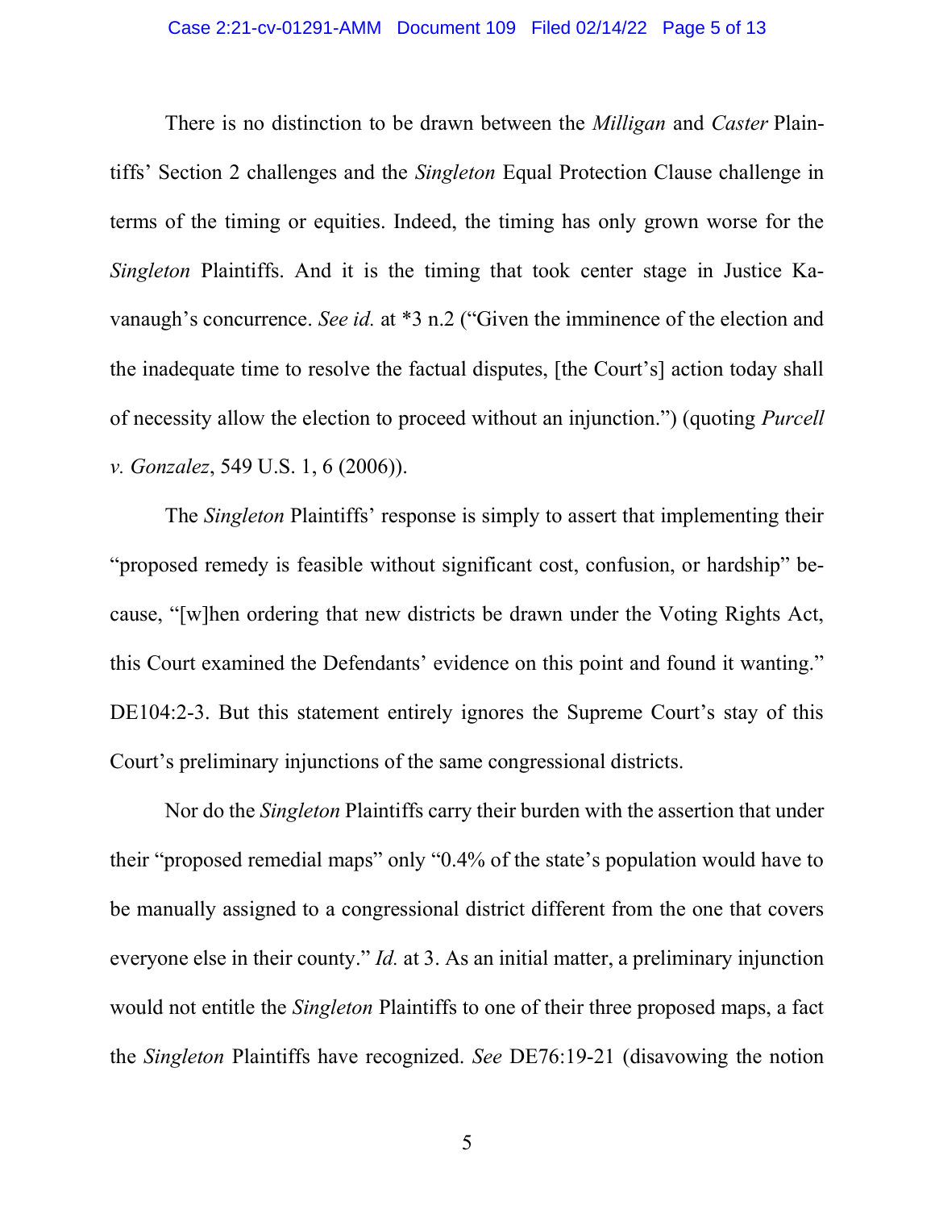There is no distinction to be drawn between the *Milligan* and *Caster* Plaintiffs' Section 2 challenges and the *Singleton* Equal Protection Clause challenge in terms of the timing or equities. Indeed, the timing has only grown worse for the *Singleton* Plaintiffs. And it is the timing that took center stage in Justice Kavanaugh's concurrence. *See id.* at *3 n.2 ("Given the imminence of the election and the inadequate time to resolve the factual disputes, [the Court's] action today shall of necessity allow the election to proceed without an injunction.") (quoting *Purcell v. Gonzalez*, 549 U.S. 1, 6 (2006)).

The *Singleton* Plaintiffs' response is simply to assert that implementing their "proposed remedy is feasible without significant cost, confusion, or hardship" because, "[w]hen ordering that new districts be drawn under the Voting Rights Act, this Court examined the Defendants' evidence on this point and found it wanting." DE104:2-3. But this statement entirely ignores the Supreme Court's stay of this Court's preliminary injunctions of the same congressional districts.

Nor do the *Singleton* Plaintiffs carry their burden with the assertion that under their "proposed remedial maps" only "0.4% of the state's population would have to be manually assigned to a congressional district different from the one that covers everyone else in their county." *Id.* at 3. As an initial matter, a preliminary injunction would not entitle the *Singleton* Plaintiffs to one of their three proposed maps, a fact the *Singleton* Plaintiffs have recognized. *See* DE76:19-21 (disavowing the notion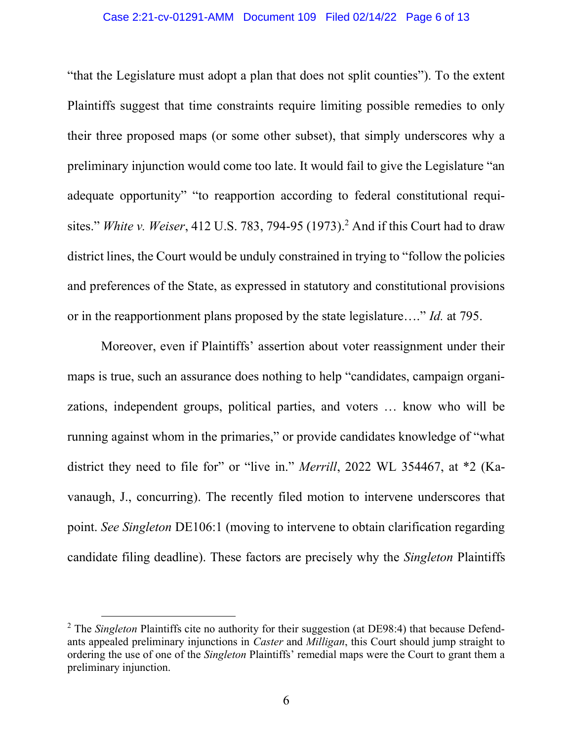"that the Legislature must adopt a plan that does not split counties"). To the extent Plaintiffs suggest that time constraints require limiting possible remedies to only their three proposed maps (or some other subset), that simply underscores why a preliminary injunction would come too late. It would fail to give the Legislature "an adequate opportunity" "to reapportion according to federal constitutional requisites." *White v. Weiser*, 412 U.S. 783, 794-95 (1973).[2] And if this Court had to draw district lines, the Court would be unduly constrained in trying to "follow the policies and preferences of the State, as expressed in statutory and constitutional provisions or in the reapportionment plans proposed by the state legislature…." *Id.* at 795.

Moreover, even if Plaintiffs' assertion about voter reassignment under their maps is true, such an assurance does nothing to help "candidates, campaign organizations, independent groups, political parties, and voters … know who will be running against whom in the primaries," or provide candidates knowledge of "what district they need to file for" or "live in." *Merrill*, 2022 WL 354467, at *2 (Kavanaugh, J., concurring). The recently filed motion to intervene underscores that point. *See Singleton* DE106:1 (moving to intervene to obtain clarification regarding candidate filing deadline). These factors are precisely why the *Singleton* Plaintiffs

[2] The *Singleton* Plaintiffs cite no authority for their suggestion (at DE98:4) that because Defendants appealed preliminary injunctions in *Caster* and *Milligan*, this Court should jump straight to ordering the use of one of the *Singleton* Plaintiffs' remedial maps were the Court to grant them a preliminary injunction.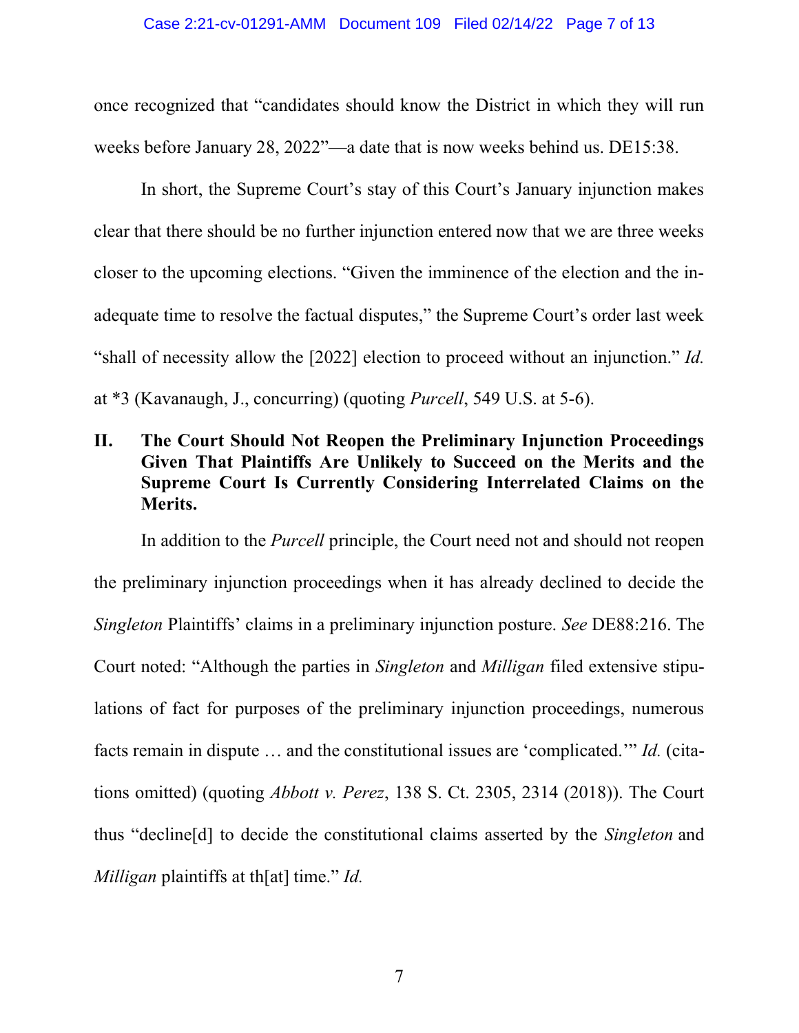once recognized that "candidates should know the District in which they will run weeks before January 28, 2022"—a date that is now weeks behind us. DE15:38.

In short, the Supreme Court's stay of this Court's January injunction makes clear that there should be no further injunction entered now that we are three weeks closer to the upcoming elections. "Given the imminence of the election and the inadequate time to resolve the factual disputes," the Supreme Court's order last week "shall of necessity allow the [2022] election to proceed without an injunction." *Id.* at *3 (Kavanaugh, J., concurring) (quoting *Purcell*, 549 U.S. at 5-6).

## II. The Court Should Not Reopen the Preliminary Injunction Proceedings Given That Plaintiffs Are Unlikely to Succeed on the Merits and the Supreme Court Is Currently Considering Interrelated Claims on the Merits.

In addition to the *Purcell* principle, the Court need not and should not reopen the preliminary injunction proceedings when it has already declined to decide the *Singleton* Plaintiffs' claims in a preliminary injunction posture. *See* DE88:216. The Court noted: "Although the parties in *Singleton* and *Milligan* filed extensive stipulations of fact for purposes of the preliminary injunction proceedings, numerous facts remain in dispute … and the constitutional issues are 'complicated.'" *Id.* (citations omitted) (quoting *Abbott v. Perez*, 138 S. Ct. 2305, 2314 (2018)). The Court thus "decline[d] to decide the constitutional claims asserted by the *Singleton* and *Milligan* plaintiffs at th[at] time." *Id.*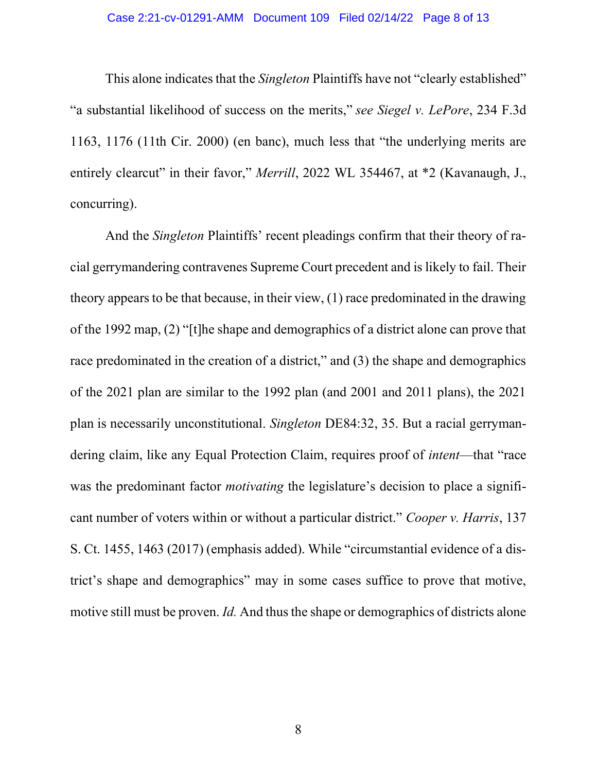This alone indicates that the *Singleton* Plaintiffs have not "clearly established" "a substantial likelihood of success on the merits," *see Siegel v. LePore*, 234 F.3d 1163, 1176 (11th Cir. 2000) (en banc), much less that "the underlying merits are entirely clearcut" in their favor," *Merrill*, 2022 WL 354467, at *2 (Kavanaugh, J., concurring).

And the *Singleton* Plaintiffs' recent pleadings confirm that their theory of racial gerrymandering contravenes Supreme Court precedent and is likely to fail. Their theory appears to be that because, in their view, (1) race predominated in the drawing of the 1992 map, (2) "[t]he shape and demographics of a district alone can prove that race predominated in the creation of a district," and (3) the shape and demographics of the 2021 plan are similar to the 1992 plan (and 2001 and 2011 plans), the 2021 plan is necessarily unconstitutional. *Singleton* DE84:32, 35. But a racial gerrymandering claim, like any Equal Protection Claim, requires proof of *intent*—that "race was the predominant factor *motivating* the legislature's decision to place a significant number of voters within or without a particular district." *Cooper v. Harris*, 137 S. Ct. 1455, 1463 (2017) (emphasis added). While "circumstantial evidence of a district's shape and demographics" may in some cases suffice to prove that motive, motive still must be proven. *Id.* And thus the shape or demographics of districts alone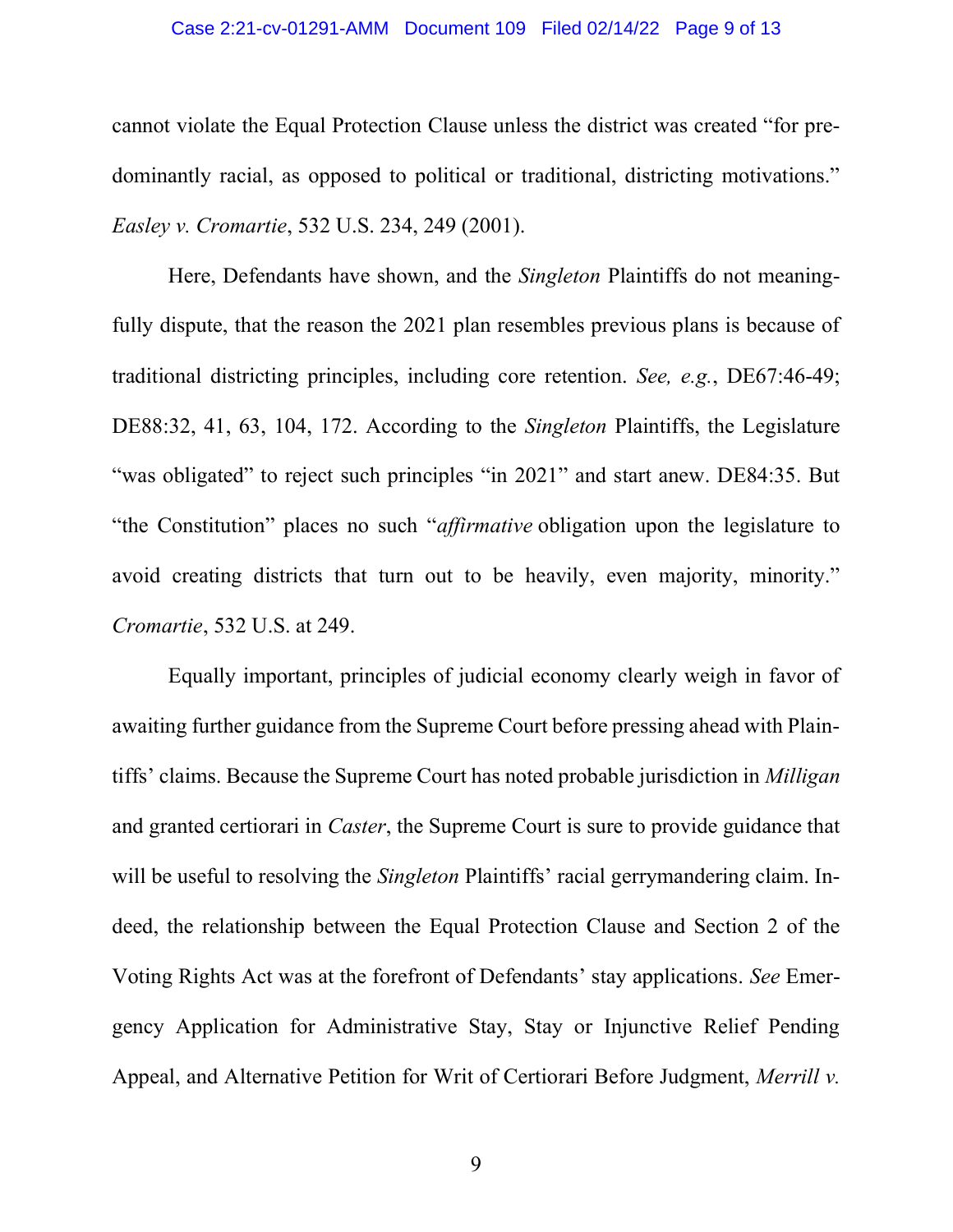cannot violate the Equal Protection Clause unless the district was created "for predominantly racial, as opposed to political or traditional, districting motivations." *Easley v. Cromartie*, 532 U.S. 234, 249 (2001).

Here, Defendants have shown, and the *Singleton* Plaintiffs do not meaningfully dispute, that the reason the 2021 plan resembles previous plans is because of traditional districting principles, including core retention. *See, e.g.*, DE67:46-49; DE88:32, 41, 63, 104, 172. According to the *Singleton* Plaintiffs, the Legislature "was obligated" to reject such principles "in 2021" and start anew. DE84:35. But "the Constitution" places no such "*affirmative* obligation upon the legislature to avoid creating districts that turn out to be heavily, even majority, minority." *Cromartie*, 532 U.S. at 249.

Equally important, principles of judicial economy clearly weigh in favor of awaiting further guidance from the Supreme Court before pressing ahead with Plaintiffs' claims. Because the Supreme Court has noted probable jurisdiction in *Milligan* and granted certiorari in *Caster*, the Supreme Court is sure to provide guidance that will be useful to resolving the *Singleton* Plaintiffs' racial gerrymandering claim. Indeed, the relationship between the Equal Protection Clause and Section 2 of the Voting Rights Act was at the forefront of Defendants' stay applications. *See* Emergency Application for Administrative Stay, Stay or Injunctive Relief Pending Appeal, and Alternative Petition for Writ of Certiorari Before Judgment, *Merrill v.*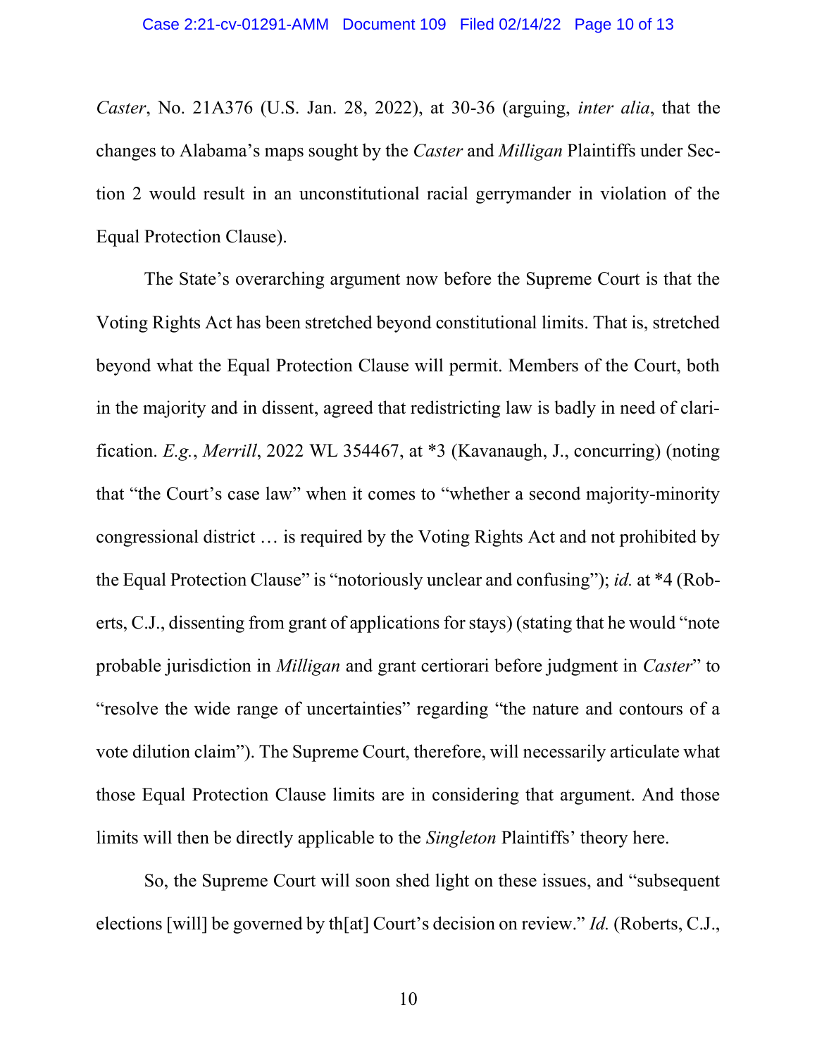*Caster*, No. 21A376 (U.S. Jan. 28, 2022), at 30-36 (arguing, *inter alia*, that the changes to Alabama's maps sought by the *Caster* and *Milligan* Plaintiffs under Section 2 would result in an unconstitutional racial gerrymander in violation of the Equal Protection Clause).

The State's overarching argument now before the Supreme Court is that the Voting Rights Act has been stretched beyond constitutional limits. That is, stretched beyond what the Equal Protection Clause will permit. Members of the Court, both in the majority and in dissent, agreed that redistricting law is badly in need of clarification. *E.g.*, *Merrill*, 2022 WL 354467, at *3 (Kavanaugh, J., concurring) (noting that "the Court's case law" when it comes to "whether a second majority-minority congressional district … is required by the Voting Rights Act and not prohibited by the Equal Protection Clause" is "notoriously unclear and confusing"); *id.* at *4 (Roberts, C.J., dissenting from grant of applications for stays) (stating that he would "note probable jurisdiction in *Milligan* and grant certiorari before judgment in *Caster*" to "resolve the wide range of uncertainties" regarding "the nature and contours of a vote dilution claim"). The Supreme Court, therefore, will necessarily articulate what those Equal Protection Clause limits are in considering that argument. And those limits will then be directly applicable to the *Singleton* Plaintiffs' theory here.

So, the Supreme Court will soon shed light on these issues, and "subsequent elections [will] be governed by th[at] Court's decision on review." *Id.* (Roberts, C.J.,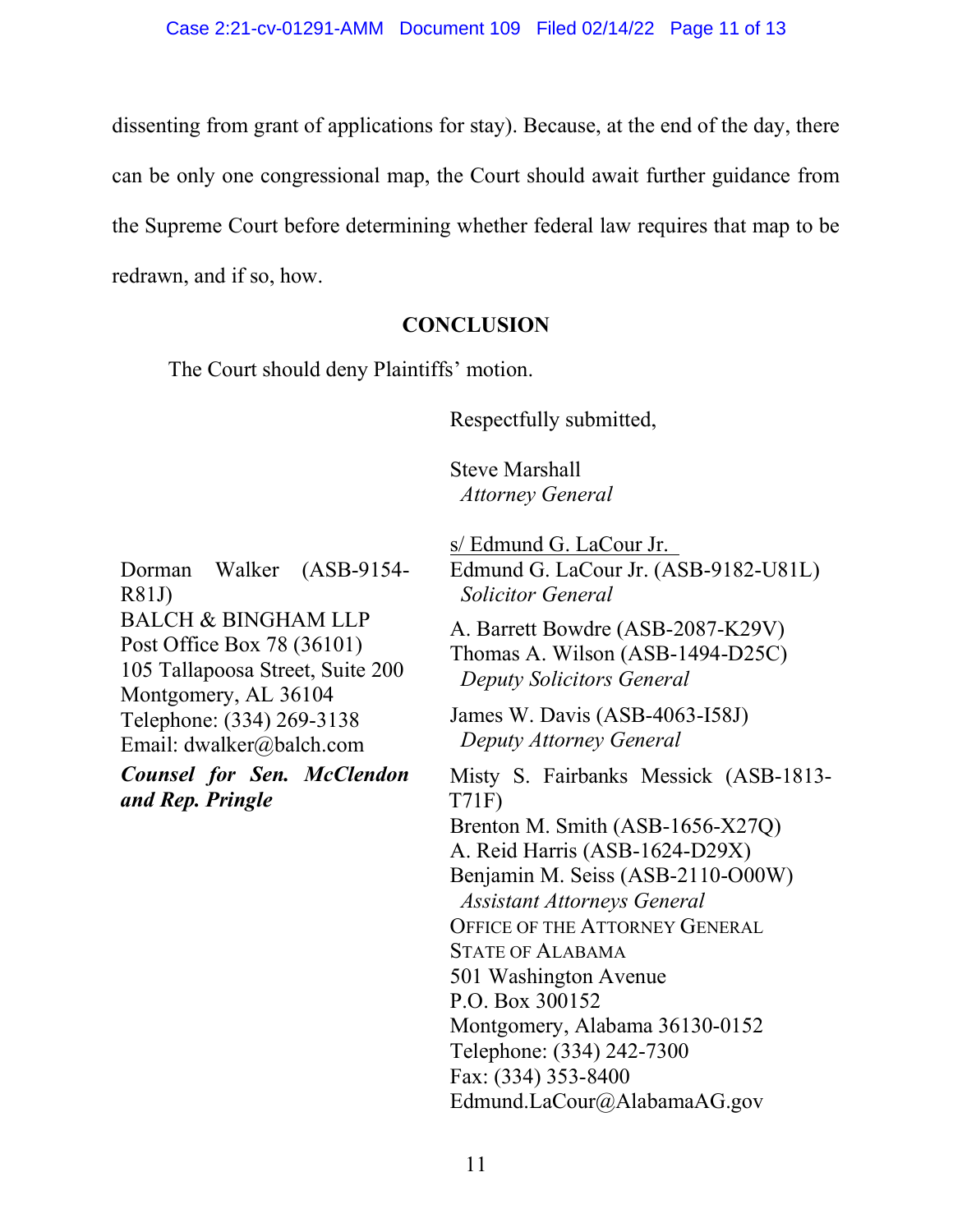dissenting from grant of applications for stay). Because, at the end of the day, there can be only one congressional map, the Court should await further guidance from the Supreme Court before determining whether federal law requires that map to be redrawn, and if so, how.

## CONCLUSION

The Court should deny Plaintiffs' motion.

Respectfully submitted,

Steve Marshall
*Attorney General*

s/ Edmund G. LaCour Jr.
Edmund G. LaCour Jr. (ASB-9182-U81L)
*Solicitor General*

A. Barrett Bowdre (ASB-2087-K29V)
Thomas A. Wilson (ASB-1494-D25C)
*Deputy Solicitors General*

James W. Davis (ASB-4063-I58J)
*Deputy Attorney General*

Misty S. Fairbanks Messick (ASB-1813-T71F)
Brenton M. Smith (ASB-1656-X27Q)
A. Reid Harris (ASB-1624-D29X)
Benjamin M. Seiss (ASB-2110-O00W)
*Assistant Attorneys General*
OFFICE OF THE ATTORNEY GENERAL
STATE OF ALABAMA
501 Washington Avenue
P.O. Box 300152
Montgomery, Alabama 36130-0152
Telephone: (334) 242-7300
Fax: (334) 353-8400
Edmund.LaCour@AlabamaAG.gov

Dorman Walker (ASB-9154-R81J)
BALCH & BINGHAM LLP
Post Office Box 78 (36101)
105 Tallapoosa Street, Suite 200
Montgomery, AL 36104
Telephone: (334) 269-3138
Email: dwalker@balch.com

***Counsel for Sen. McClendon and Rep. Pringle***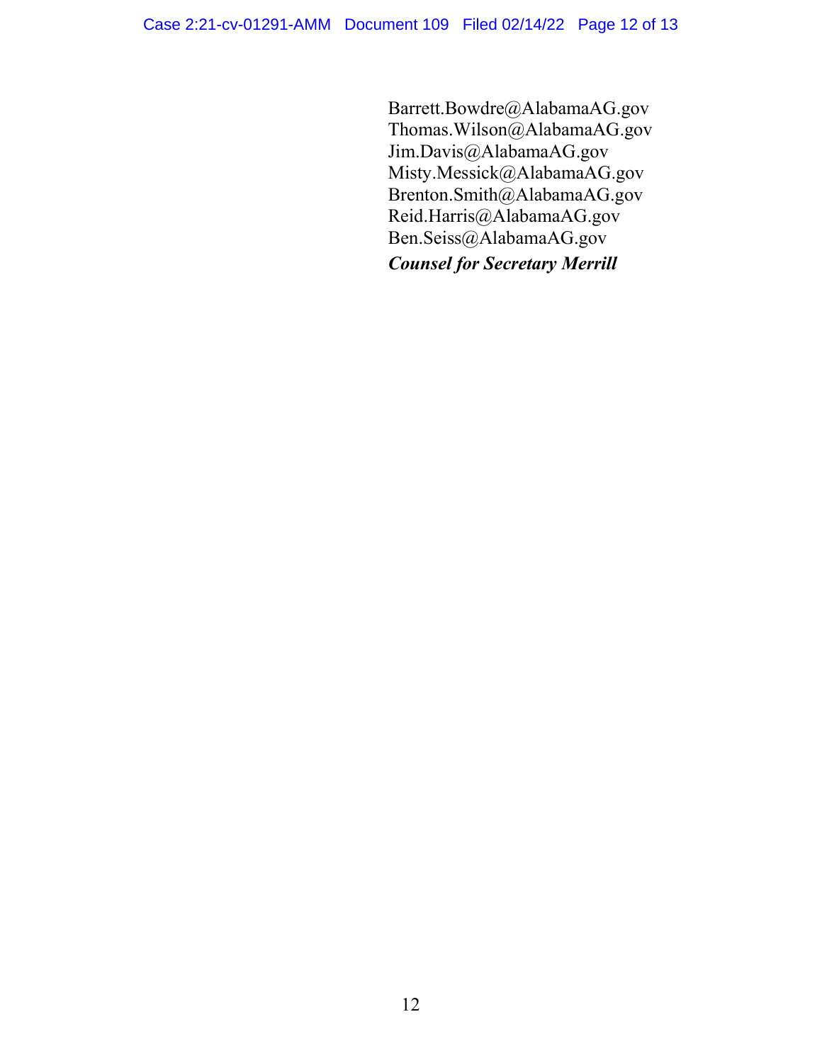Barrett.Bowdre@AlabamaAG.gov
Thomas.Wilson@AlabamaAG.gov
Jim.Davis@AlabamaAG.gov
Misty.Messick@AlabamaAG.gov
Brenton.Smith@AlabamaAG.gov
Reid.Harris@AlabamaAG.gov
Ben.Seiss@AlabamaAG.gov
***Counsel for Secretary Merrill***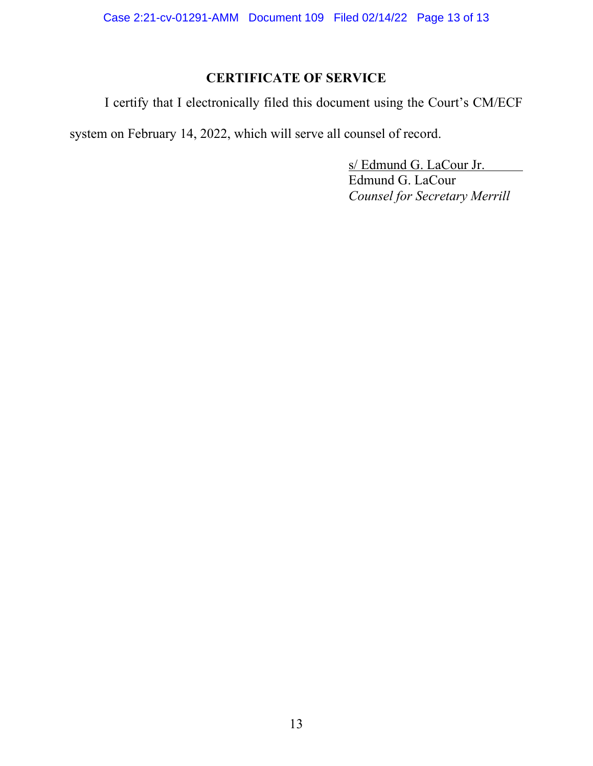## CERTIFICATE OF SERVICE

I certify that I electronically filed this document using the Court's CM/ECF system on February 14, 2022, which will serve all counsel of record.

s/ Edmund G. LaCour Jr.
Edmund G. LaCour
*Counsel for Secretary Merrill*